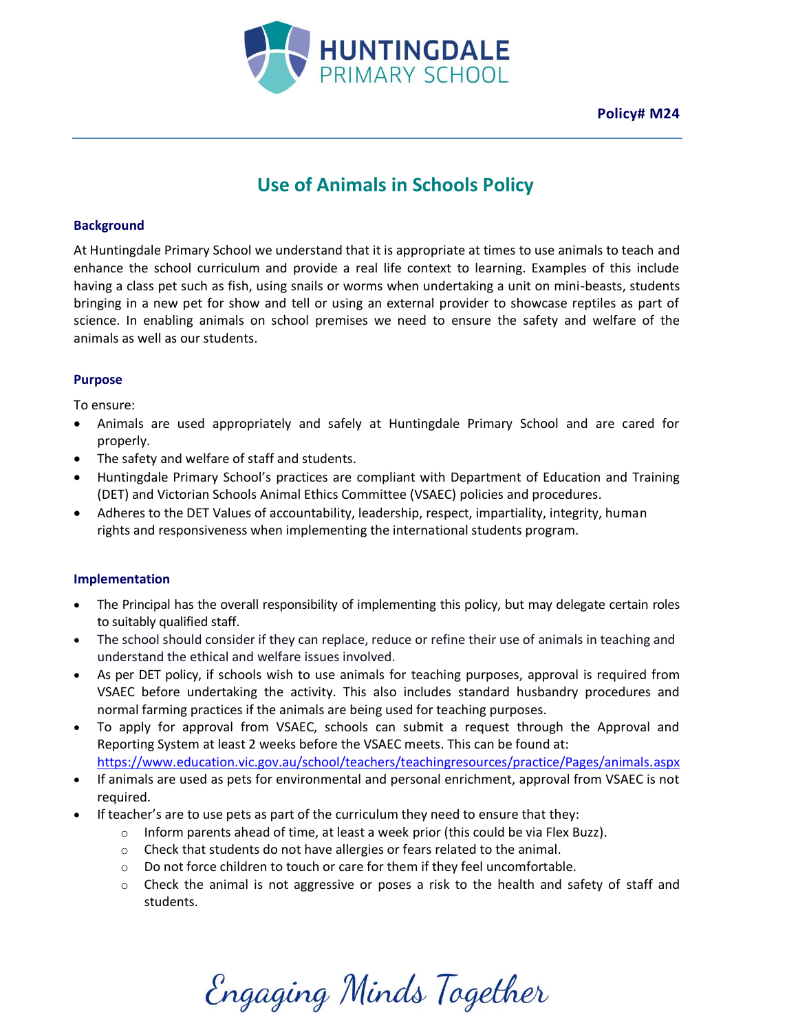**Policy# M24**

# Use of Animals in Schools Policy

## Background

At Huntingdale Primary School we understand that it is appropriate at times to use animals to teach and enhance the school curriculum and provide a real life context to learning. Examples of this include having a class pet such as fish, using snails or worms when undertaking a unit on mini-beasts, students bringing in a new pet for show and tell or using an external provider to showcase reptiles as part of science. In enabling animals on school premises we need to ensure the safety and welfare of the animals as well as our students.

## Purpose

To ensure:

- Animals are used appropriately and safely at Huntingdale Primary School and are cared for properly.
- The safety and welfare of staff and students.
- Huntingdale Primary School's practices are compliant with Department of Education and Training (DET) and Victorian Schools Animal Ethics Committee (VSAEC) policies and procedures.
- Adheres to the DET Values of accountability, leadership, respect, impartiality, integrity, human rights and responsiveness when implementing the international students program.

## Implementation

- The Principal has the overall responsibility of implementing this policy, but may delegate certain roles to suitably qualified staff.
- The school should consider if they can replace, reduce or refine their use of animals in teaching and understand the ethical and welfare issues involved.
- As per DET policy, if schools wish to use animals for teaching purposes, approval is required from VSAEC before undertaking the activity. This also includes standard husbandry procedures and normal farming practices if the animals are being used for teaching purposes.
- To apply for approval from VSAEC, schools can submit a request through the Approval and Reporting System at least 2 weeks before the VSAEC meets. This can be found at: https://www.education.vic.gov.au/school/teachers/teachingresources/practice/Pages/animals.aspx
- If animals are used as pets for environmental and personal enrichment, approval from VSAEC is not required.
- If teacher's are to use pets as part of the curriculum they need to ensure that they:
  - Inform parents ahead of time, at least a week prior (this could be via Flex Buzz).
  - Check that students do not have allergies or fears related to the animal.
  - Do not force children to touch or care for them if they feel uncomfortable.
  - Check the animal is not aggressive or poses a risk to the health and safety of staff and students.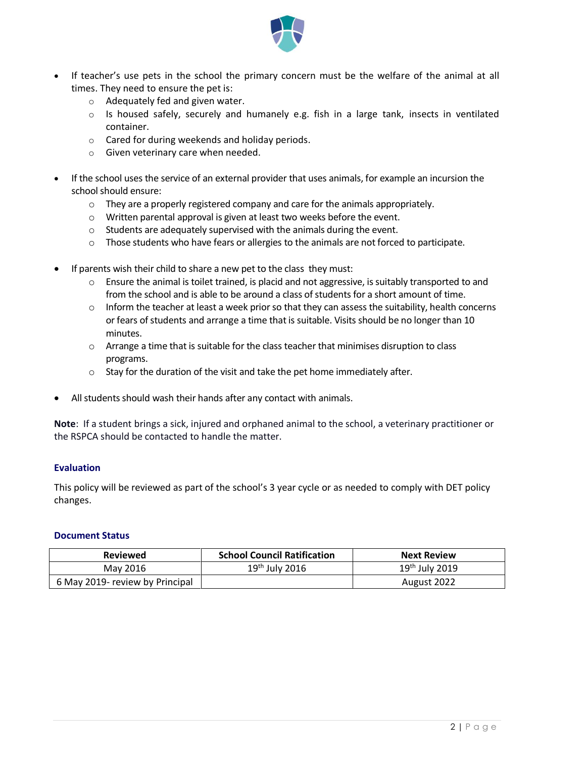- If teacher's use pets in the school the primary concern must be the welfare of the animal at all times. They need to ensure the pet is:
  - Adequately fed and given water.
  - Is housed safely, securely and humanely e.g. fish in a large tank, insects in ventilated container.
  - Cared for during weekends and holiday periods.
  - Given veterinary care when needed.

- If the school uses the service of an external provider that uses animals, for example an incursion the school should ensure:
  - They are a properly registered company and care for the animals appropriately.
  - Written parental approval is given at least two weeks before the event.
  - Students are adequately supervised with the animals during the event.
  - Those students who have fears or allergies to the animals are not forced to participate.

- If parents wish their child to share a new pet to the class they must:
  - Ensure the animal is toilet trained, is placid and not aggressive, is suitably transported to and from the school and is able to be around a class of students for a short amount of time.
  - Inform the teacher at least a week prior so that they can assess the suitability, health concerns or fears of students and arrange a time that is suitable. Visits should be no longer than 10 minutes.
  - Arrange a time that is suitable for the class teacher that minimises disruption to class programs.
  - Stay for the duration of the visit and take the pet home immediately after.

- All students should wash their hands after any contact with animals.

**Note**: If a student brings a sick, injured and orphaned animal to the school, a veterinary practitioner or the RSPCA should be contacted to handle the matter.

### Evaluation

This policy will be reviewed as part of the school's 3 year cycle or as needed to comply with DET policy changes.

### Document Status

| Reviewed | School Council Ratification | Next Review |
|---|---|---|
| May 2016 | 19th July 2016 | 19th July 2019 |
| 6 May 2019- review by Principal | | August 2022 |